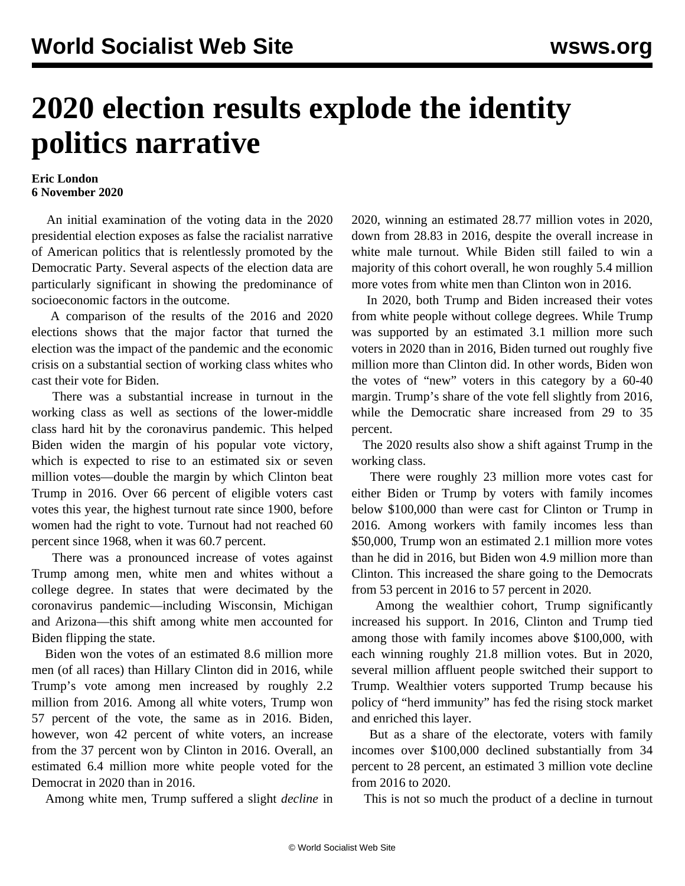# 2020 election results explode the identity politics narrative

**Eric London**
**6 November 2020**

An initial examination of the voting data in the 2020 presidential election exposes as false the racialist narrative of American politics that is relentlessly promoted by the Democratic Party. Several aspects of the election data are particularly significant in showing the predominance of socioeconomic factors in the outcome.

A comparison of the results of the 2016 and 2020 elections shows that the major factor that turned the election was the impact of the pandemic and the economic crisis on a substantial section of working class whites who cast their vote for Biden.

There was a substantial increase in turnout in the working class as well as sections of the lower-middle class hard hit by the coronavirus pandemic. This helped Biden widen the margin of his popular vote victory, which is expected to rise to an estimated six or seven million votes—double the margin by which Clinton beat Trump in 2016. Over 66 percent of eligible voters cast votes this year, the highest turnout rate since 1900, before women had the right to vote. Turnout had not reached 60 percent since 1968, when it was 60.7 percent.

There was a pronounced increase of votes against Trump among men, white men and whites without a college degree. In states that were decimated by the coronavirus pandemic—including Wisconsin, Michigan and Arizona—this shift among white men accounted for Biden flipping the state.

Biden won the votes of an estimated 8.6 million more men (of all races) than Hillary Clinton did in 2016, while Trump's vote among men increased by roughly 2.2 million from 2016. Among all white voters, Trump won 57 percent of the vote, the same as in 2016. Biden, however, won 42 percent of white voters, an increase from the 37 percent won by Clinton in 2016. Overall, an estimated 6.4 million more white people voted for the Democrat in 2020 than in 2016.

Among white men, Trump suffered a slight *decline* in 2020, winning an estimated 28.77 million votes in 2020, down from 28.83 in 2016, despite the overall increase in white male turnout. While Biden still failed to win a majority of this cohort overall, he won roughly 5.4 million more votes from white men than Clinton won in 2016.

In 2020, both Trump and Biden increased their votes from white people without college degrees. While Trump was supported by an estimated 3.1 million more such voters in 2020 than in 2016, Biden turned out roughly five million more than Clinton did. In other words, Biden won the votes of "new" voters in this category by a 60-40 margin. Trump's share of the vote fell slightly from 2016, while the Democratic share increased from 29 to 35 percent.

The 2020 results also show a shift against Trump in the working class.

There were roughly 23 million more votes cast for either Biden or Trump by voters with family incomes below $100,000 than were cast for Clinton or Trump in 2016. Among workers with family incomes less than $50,000, Trump won an estimated 2.1 million more votes than he did in 2016, but Biden won 4.9 million more than Clinton. This increased the share going to the Democrats from 53 percent in 2016 to 57 percent in 2020.

Among the wealthier cohort, Trump significantly increased his support. In 2016, Clinton and Trump tied among those with family incomes above $100,000, with each winning roughly 21.8 million votes. But in 2020, several million affluent people switched their support to Trump. Wealthier voters supported Trump because his policy of "herd immunity" has fed the rising stock market and enriched this layer.

But as a share of the electorate, voters with family incomes over $100,000 declined substantially from 34 percent to 28 percent, an estimated 3 million vote decline from 2016 to 2020.

This is not so much the product of a decline in turnout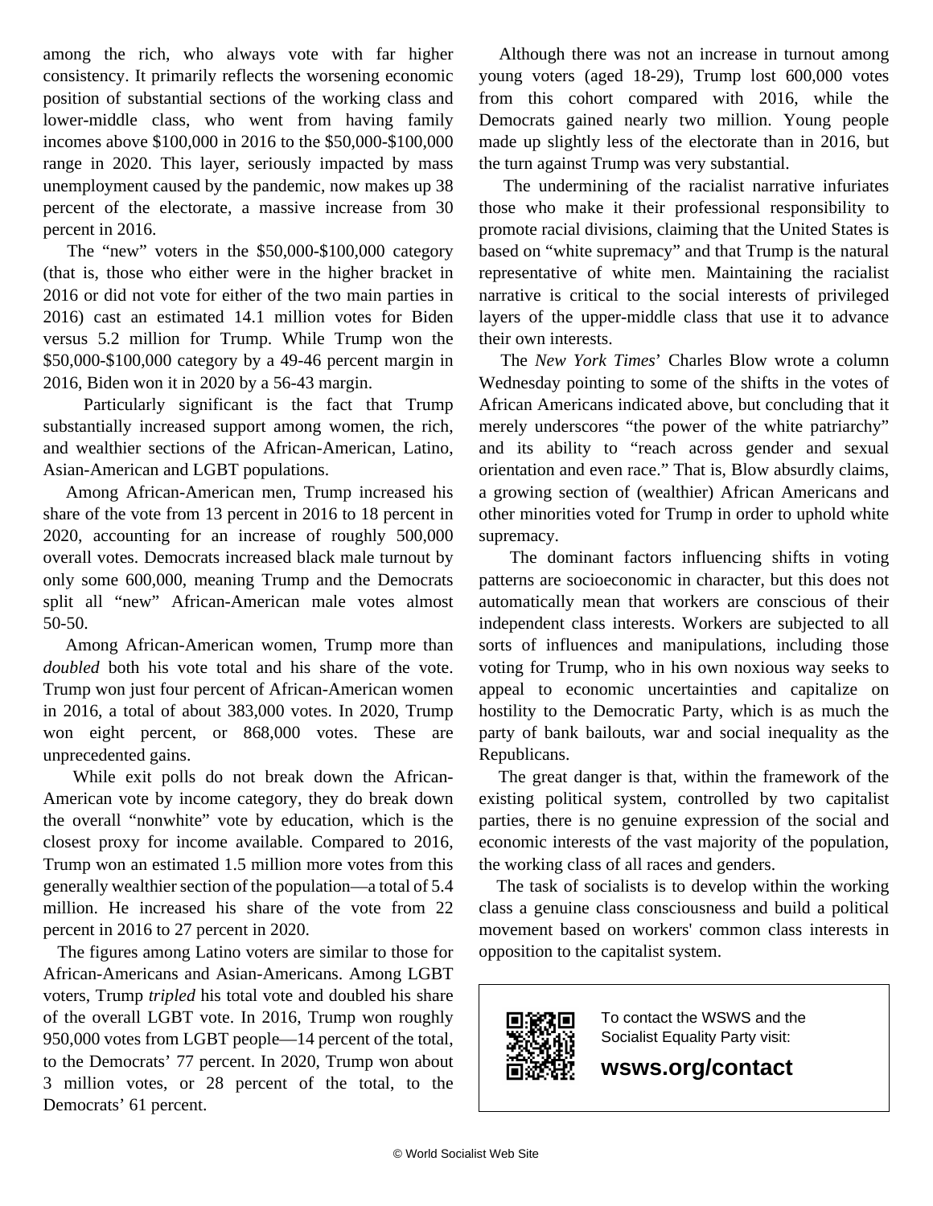among the rich, who always vote with far higher consistency. It primarily reflects the worsening economic position of substantial sections of the working class and lower-middle class, who went from having family incomes above $100,000 in 2016 to the $50,000-$100,000 range in 2020. This layer, seriously impacted by mass unemployment caused by the pandemic, now makes up 38 percent of the electorate, a massive increase from 30 percent in 2016.

The "new" voters in the $50,000-$100,000 category (that is, those who either were in the higher bracket in 2016 or did not vote for either of the two main parties in 2016) cast an estimated 14.1 million votes for Biden versus 5.2 million for Trump. While Trump won the $50,000-$100,000 category by a 49-46 percent margin in 2016, Biden won it in 2020 by a 56-43 margin.

Particularly significant is the fact that Trump substantially increased support among women, the rich, and wealthier sections of the African-American, Latino, Asian-American and LGBT populations.

Among African-American men, Trump increased his share of the vote from 13 percent in 2016 to 18 percent in 2020, accounting for an increase of roughly 500,000 overall votes. Democrats increased black male turnout by only some 600,000, meaning Trump and the Democrats split all "new" African-American male votes almost 50-50.

Among African-American women, Trump more than *doubled* both his vote total and his share of the vote. Trump won just four percent of African-American women in 2016, a total of about 383,000 votes. In 2020, Trump won eight percent, or 868,000 votes. These are unprecedented gains.

While exit polls do not break down the African-American vote by income category, they do break down the overall "nonwhite" vote by education, which is the closest proxy for income available. Compared to 2016, Trump won an estimated 1.5 million more votes from this generally wealthier section of the population—a total of 5.4 million. He increased his share of the vote from 22 percent in 2016 to 27 percent in 2020.

The figures among Latino voters are similar to those for African-Americans and Asian-Americans. Among LGBT voters, Trump *tripled* his total vote and doubled his share of the overall LGBT vote. In 2016, Trump won roughly 950,000 votes from LGBT people—14 percent of the total, to the Democrats' 77 percent. In 2020, Trump won about 3 million votes, or 28 percent of the total, to the Democrats' 61 percent.

Although there was not an increase in turnout among young voters (aged 18-29), Trump lost 600,000 votes from this cohort compared with 2016, while the Democrats gained nearly two million. Young people made up slightly less of the electorate than in 2016, but the turn against Trump was very substantial.

The undermining of the racialist narrative infuriates those who make it their professional responsibility to promote racial divisions, claiming that the United States is based on "white supremacy" and that Trump is the natural representative of white men. Maintaining the racialist narrative is critical to the social interests of privileged layers of the upper-middle class that use it to advance their own interests.

The *New York Times*' Charles Blow wrote a column Wednesday pointing to some of the shifts in the votes of African Americans indicated above, but concluding that it merely underscores "the power of the white patriarchy" and its ability to "reach across gender and sexual orientation and even race." That is, Blow absurdly claims, a growing section of (wealthier) African Americans and other minorities voted for Trump in order to uphold white supremacy.

The dominant factors influencing shifts in voting patterns are socioeconomic in character, but this does not automatically mean that workers are conscious of their independent class interests. Workers are subjected to all sorts of influences and manipulations, including those voting for Trump, who in his own noxious way seeks to appeal to economic uncertainties and capitalize on hostility to the Democratic Party, which is as much the party of bank bailouts, war and social inequality as the Republicans.

The great danger is that, within the framework of the existing political system, controlled by two capitalist parties, there is no genuine expression of the social and economic interests of the vast majority of the population, the working class of all races and genders.

The task of socialists is to develop within the working class a genuine class consciousness and build a political movement based on workers' common class interests in opposition to the capitalist system.

To contact the WSWS and the Socialist Equality Party visit:

**wsws.org/contact**